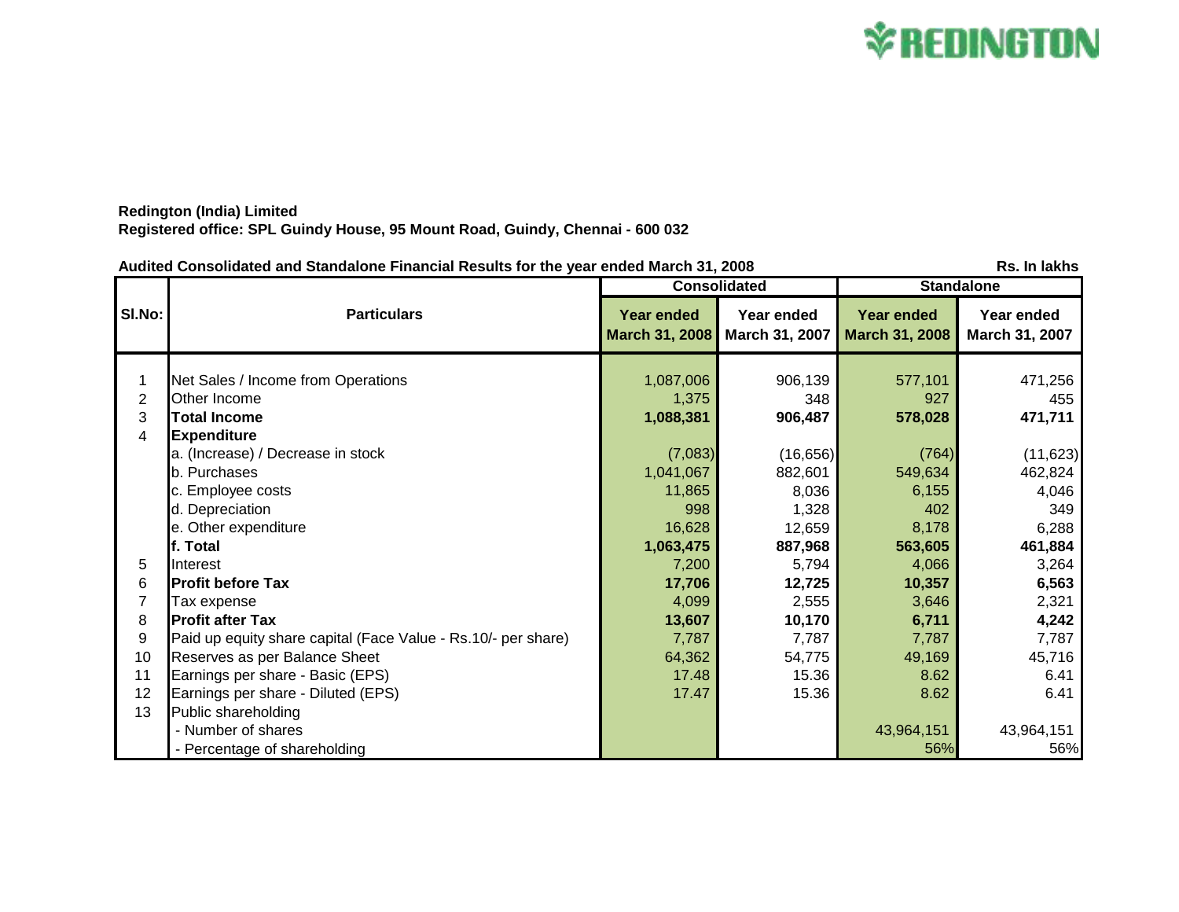**Redington (India) Limited**
**Registered office: SPL Guindy House, 95 Mount Road, Guindy, Chennai - 600 032**

**Audited Consolidated and Standalone Financial Results for the year ended March 31, 2008**

**Rs. In lakhs**

| Sl.No: | Particulars | Consolidated | | Standalone | |
|---|---|---|---|---|---|
| | | Year ended March 31, 2008 | Year ended March 31, 2007 | Year ended March 31, 2008 | Year ended March 31, 2007 |
| 1 | Net Sales / Income from Operations | 1,087,006 | 906,139 | 577,101 | 471,256 |
| 2 | Other Income | 1,375 | 348 | 927 | 455 |
| 3 | **Total Income** | **1,088,381** | **906,487** | **578,028** | **471,711** |
| 4 | **Expenditure** | | | | |
| | a. (Increase) / Decrease in stock | (7,083) | (16,656) | (764) | (11,623) |
| | b. Purchases | 1,041,067 | 882,601 | 549,634 | 462,824 |
| | c. Employee costs | 11,865 | 8,036 | 6,155 | 4,046 |
| | d. Depreciation | 998 | 1,328 | 402 | 349 |
| | e. Other expenditure | 16,628 | 12,659 | 8,178 | 6,288 |
| | **f. Total** | **1,063,475** | **887,968** | **563,605** | **461,884** |
| 5 | Interest | 7,200 | 5,794 | 4,066 | 3,264 |
| 6 | **Profit before Tax** | **17,706** | **12,725** | **10,357** | **6,563** |
| 7 | Tax expense | 4,099 | 2,555 | 3,646 | 2,321 |
| 8 | **Profit after Tax** | **13,607** | **10,170** | **6,711** | **4,242** |
| 9 | Paid up equity share capital (Face Value - Rs.10/- per share) | 7,787 | 7,787 | 7,787 | 7,787 |
| 10 | Reserves as per Balance Sheet | 64,362 | 54,775 | 49,169 | 45,716 |
| 11 | Earnings per share - Basic (EPS) | 17.48 | 15.36 | 8.62 | 6.41 |
| 12 | Earnings per share - Diluted (EPS) | 17.47 | 15.36 | 8.62 | 6.41 |
| 13 | Public shareholding | | | | |
| | - Number of shares | | | 43,964,151 | 43,964,151 |
| | - Percentage of shareholding | | | 56% | 56% |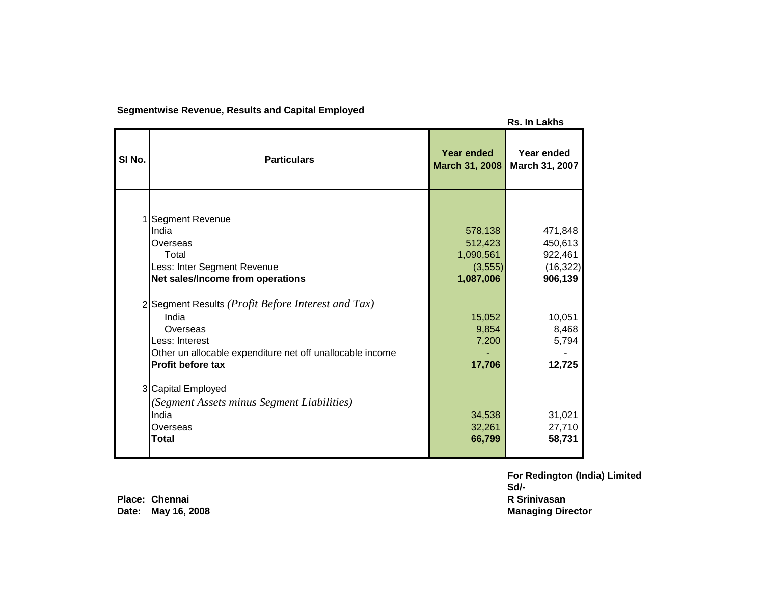**Segmentwise Revenue, Results and Capital Employed**

**Rs. In Lakhs**

| Sl No. | Particulars | Year ended March 31, 2008 | Year ended March 31, 2007 |
|---|---|---|---|
| 1 | Segment Revenue | | |
| | India | 578,138 | 471,848 |
| | Overseas | 512,423 | 450,613 |
| | Total | 1,090,561 | 922,461 |
| | Less: Inter Segment Revenue | (3,555) | (16,322) |
| | **Net sales/Income from operations** | **1,087,006** | **906,139** |
| 2 | Segment Results *(Profit Before Interest and Tax)* | | |
| | India | 15,052 | 10,051 |
| | Overseas | 9,854 | 8,468 |
| | Less: Interest | 7,200 | 5,794 |
| | Other un allocable expenditure net off unallocable income | - | - |
| | **Profit before tax** | **17,706** | **12,725** |
| 3 | Capital Employed *(Segment Assets minus Segment Liabilities)* | | |
| | India | 34,538 | 31,021 |
| | Overseas | 32,261 | 27,710 |
| | **Total** | **66,799** | **58,731** |

**Place: Chennai**
**Date: May 16, 2008**

**For Redington (India) Limited**
**Sd/-**
**R Srinivasan**
**Managing Director**